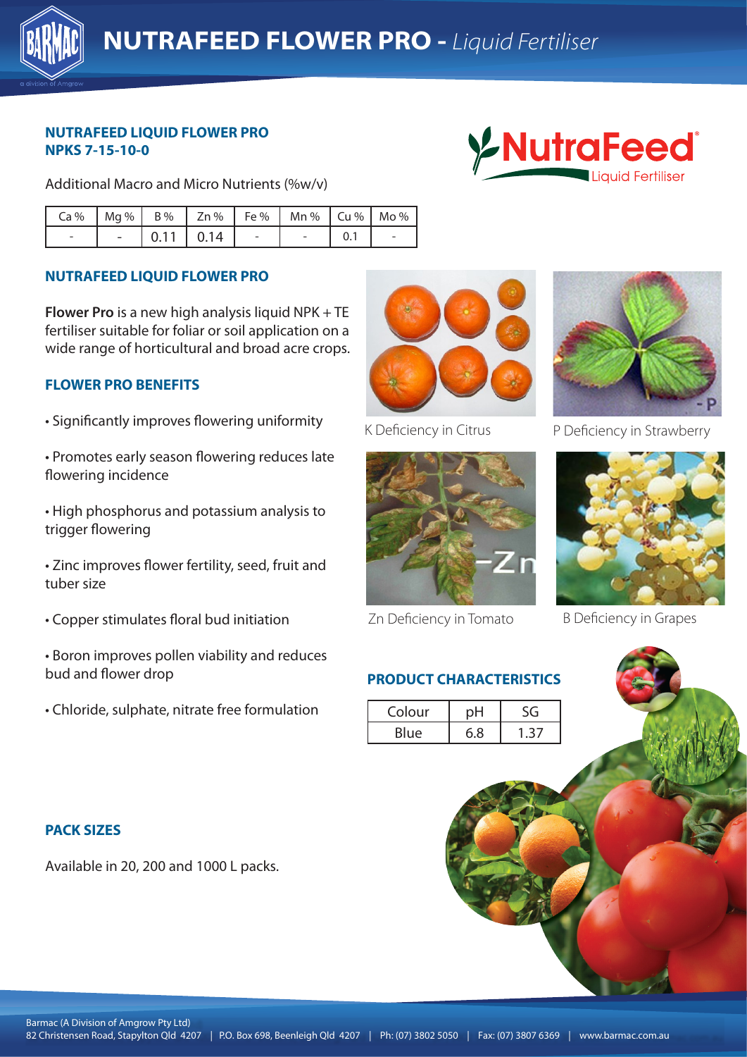# NUTRAFEED FLOWER PRO - *Liquid Fertiliser*

**NUTRAFEED LIQUID FLOWER PRO**
**NPKS 7-15-10-0**

Additional Macro and Micro Nutrients (%w/v)

| Ca % | Mg % | B % | Zn % | Fe % | Mn % | Cu % | Mo % |
|---|---|---|---|---|---|---|---|
| - | - | 0.11 | 0.14 | - | - | 0.1 | - |

## NUTRAFEED LIQUID FLOWER PRO

**Flower Pro** is a new high analysis liquid NPK + TE fertiliser suitable for foliar or soil application on a wide range of horticultural and broad acre crops.

## FLOWER PRO BENEFITS

- Significantly improves flowering uniformity
- Promotes early season flowering reduces late flowering incidence
- High phosphorus and potassium analysis to trigger flowering
- Zinc improves flower fertility, seed, fruit and tuber size
- Copper stimulates floral bud initiation
- Boron improves pollen viability and reduces bud and flower drop
- Chloride, sulphate, nitrate free formulation

K Deficiency in Citrus

P Deficiency in Strawberry

Zn Deficiency in Tomato

B Deficiency in Grapes

## PRODUCT CHARACTERISTICS

| Colour | pH | SG |
|---|---|---|
| Blue | 6.8 | 1.37 |

## PACK SIZES

Available in 20, 200 and 1000 L packs.

Barmac (A Division of Amgrow Pty Ltd)
82 Christensen Road, Stapylton Qld 4207 | P.O. Box 698, Beenleigh Qld 4207 | Ph: (07) 3802 5050 | Fax: (07) 3807 6369 | www.barmac.com.au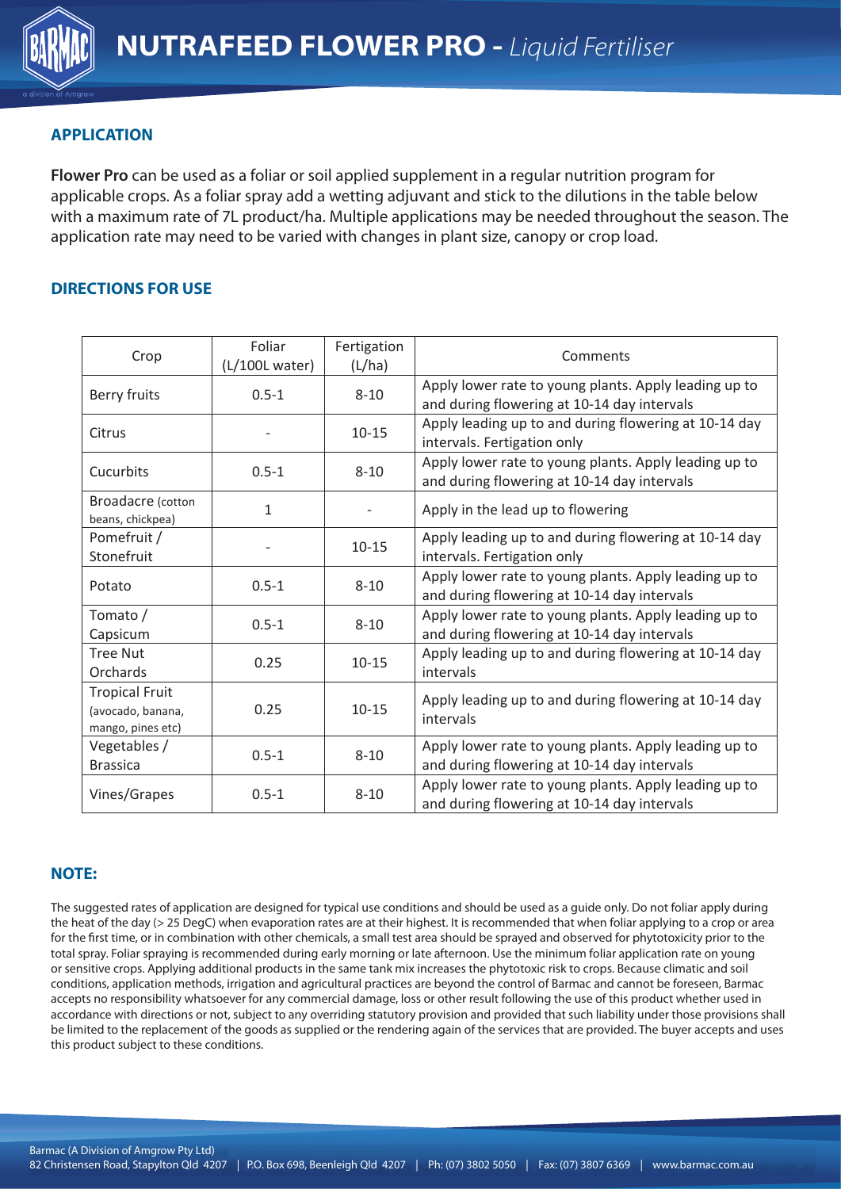// NUTRAFEED FLOWER PRO - Liquid Fertiliser

## APPLICATION

**Flower Pro** can be used as a foliar or soil applied supplement in a regular nutrition program for applicable crops. As a foliar spray add a wetting adjuvant and stick to the dilutions in the table below with a maximum rate of 7L product/ha. Multiple applications may be needed throughout the season. The application rate may need to be varied with changes in plant size, canopy or crop load.

## DIRECTIONS FOR USE

| Crop | Foliar (L/100L water) | Fertigation (L/ha) | Comments |
|---|---|---|---|
| Berry fruits | 0.5-1 | 8-10 | Apply lower rate to young plants. Apply leading up to and during flowering at 10-14 day intervals |
| Citrus | - | 10-15 | Apply leading up to and during flowering at 10-14 day intervals. Fertigation only |
| Cucurbits | 0.5-1 | 8-10 | Apply lower rate to young plants. Apply leading up to and during flowering at 10-14 day intervals |
| Broadacre (cotton beans, chickpea) | 1 | - | Apply in the lead up to flowering |
| Pomefruit / Stonefruit | - | 10-15 | Apply leading up to and during flowering at 10-14 day intervals. Fertigation only |
| Potato | 0.5-1 | 8-10 | Apply lower rate to young plants. Apply leading up to and during flowering at 10-14 day intervals |
| Tomato / Capsicum | 0.5-1 | 8-10 | Apply lower rate to young plants. Apply leading up to and during flowering at 10-14 day intervals |
| Tree Nut Orchards | 0.25 | 10-15 | Apply leading up to and during flowering at 10-14 day intervals |
| Tropical Fruit (avocado, banana, mango, pines etc) | 0.25 | 10-15 | Apply leading up to and during flowering at 10-14 day intervals |
| Vegetables / Brassica | 0.5-1 | 8-10 | Apply lower rate to young plants. Apply leading up to and during flowering at 10-14 day intervals |
| Vines/Grapes | 0.5-1 | 8-10 | Apply lower rate to young plants. Apply leading up to and during flowering at 10-14 day intervals |

## NOTE:

The suggested rates of application are designed for typical use conditions and should be used as a guide only. Do not foliar apply during the heat of the day (> 25 DegC) when evaporation rates are at their highest. It is recommended that when foliar applying to a crop or area for the first time, or in combination with other chemicals, a small test area should be sprayed and observed for phytotoxicity prior to the total spray. Foliar spraying is recommended during early morning or late afternoon. Use the minimum foliar application rate on young or sensitive crops. Applying additional products in the same tank mix increases the phytotoxic risk to crops. Because climatic and soil conditions, application methods, irrigation and agricultural practices are beyond the control of Barmac and cannot be foreseen, Barmac accepts no responsibility whatsoever for any commercial damage, loss or other result following the use of this product whether used in accordance with directions or not, subject to any overriding statutory provision and provided that such liability under those provisions shall be limited to the replacement of the goods as supplied or the rendering again of the services that are provided. The buyer accepts and uses this product subject to these conditions.

Barmac (A Division of Amgrow Pty Ltd)
82 Christensen Road, Stapylton Qld 4207 | P.O. Box 698, Beenleigh Qld 4207 | Ph: (07) 3802 5050 | Fax: (07) 3807 6369 | www.barmac.com.au